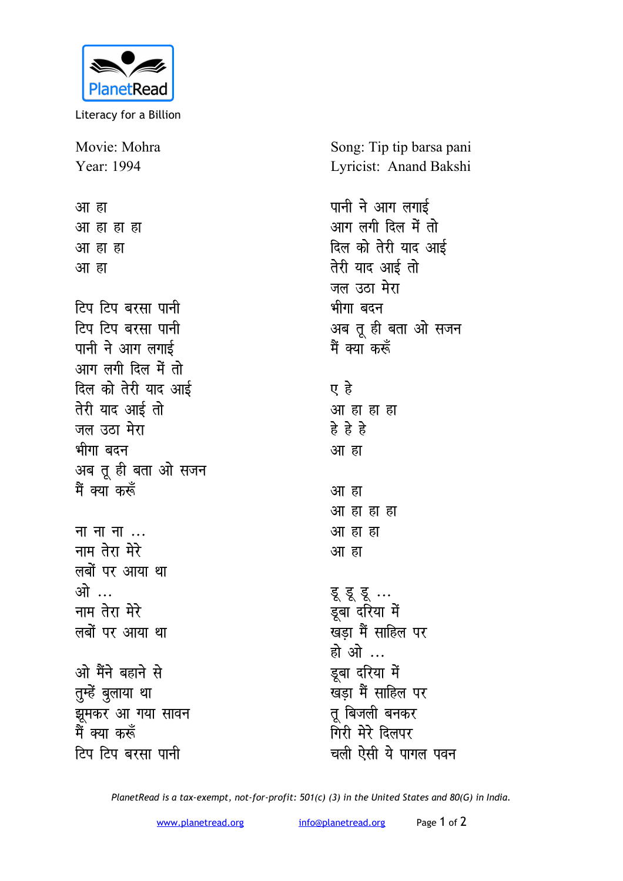PlanetRead

Literacy for a Billion

Movie: Mohra
Year: 1994

Song: Tip tip barsa pani
Lyricist: Anand Bakshi

आ हा
आ हा हा हा
आ हा हा
आ हा

टिप टिप बरसा पानी
टिप टिप बरसा पानी
पानी ने आग लगाई
आग लगी दिल में तो
दिल को तेरी याद आई
तेरी याद आई तो
जल उठा मेरा
भीगा बदन
अब तू ही बता ओ सजन
मैं क्या करूँ

ना ना ना ...
नाम तेरा मेरे
लबों पर आया था
ओ ...
नाम तेरा मेरे
लबों पर आया था

ओ मैंने बहाने से
तुम्हें बुलाया था
झूमकर आ गया सावन
मैं क्या करूँ
टिप टिप बरसा पानी
पानी ने आग लगाई
आग लगी दिल में तो
दिल को तेरी याद आई
तेरी याद आई तो
जल उठा मेरा
भीगा बदन
अब तू ही बता ओ सजन
मैं क्या करूँ

ए हे
आ हा हा हा
हे हे हे
आ हा

आ हा
आ हा हा हा
आ हा हा
आ हा

डू डू डू ...
डूबा दरिया में
खड़ा मैं साहिल पर
हो ओ ...
डूबा दरिया में
खड़ा मैं साहिल पर
तू बिजली बनकर
गिरी मेरे दिलपर
चली ऐसी ये पागल पवन

*PlanetRead is a tax-exempt, not-for-profit: 501(c) (3) in the United States and 80(G) in India.*

www.planetread.org info@planetread.org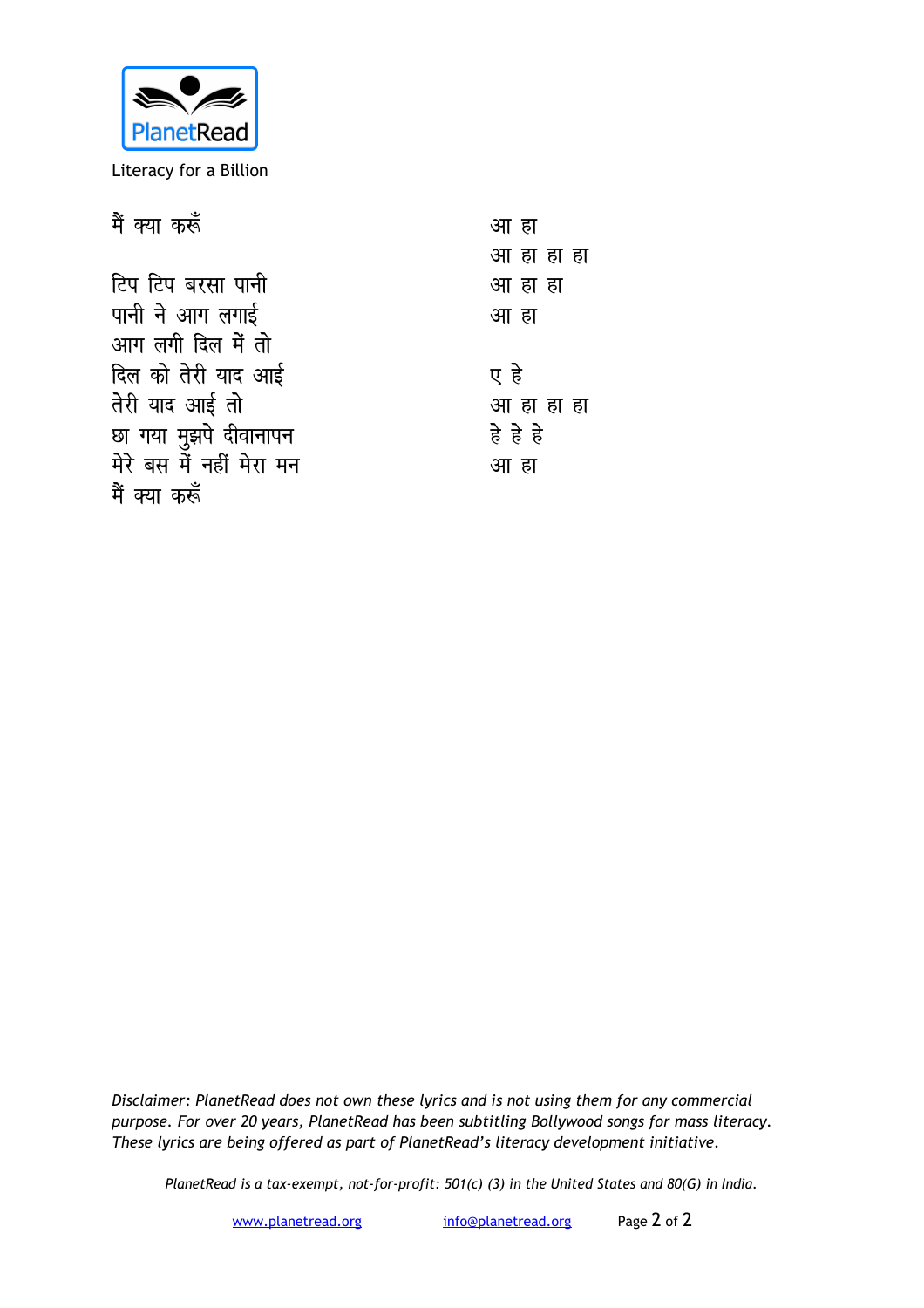Literacy for a Billion

मैं क्या करूँ

टिप टिप बरसा पानी
पानी ने आग लगाई
आग लगी दिल में तो
दिल को तेरी याद आई
तेरी याद आई तो
छा गया मुझपे दीवानापन
मेरे बस में नहीं मेरा मन
मैं क्या करूँ

आ हा
आ हा हा हा
आ हा हा
आ हा

ए हे
आ हा हा हा
हे हे हे
आ हा

*Disclaimer: PlanetRead does not own these lyrics and is not using them for any commercial purpose. For over 20 years, PlanetRead has been subtitling Bollywood songs for mass literacy. These lyrics are being offered as part of PlanetRead's literacy development initiative.*

*PlanetRead is a tax-exempt, not-for-profit: 501(c) (3) in the United States and 80(G) in India.*

www.planetread.org info@planetread.org